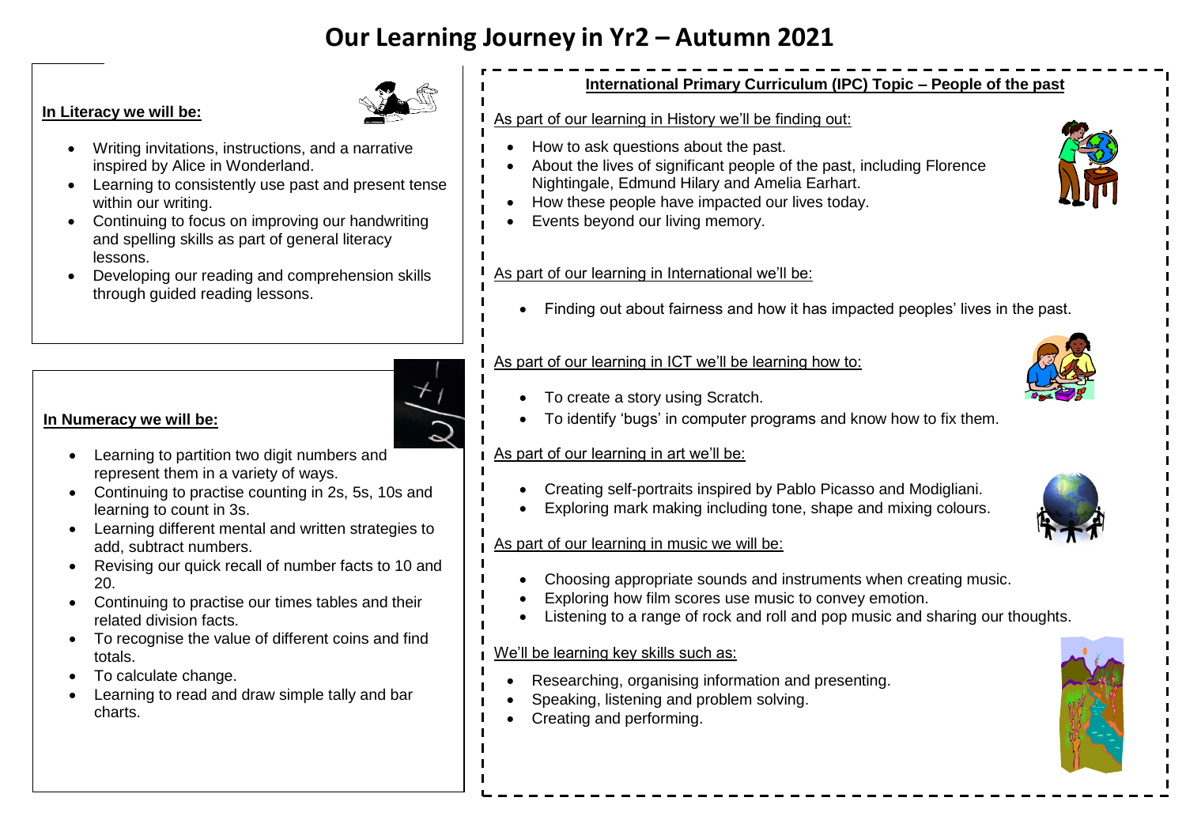# Our Learning Journey in Yr2 – Autumn 2021

**In Literacy we will be:**

- Writing invitations, instructions, and a narrative inspired by Alice in Wonderland.
- Learning to consistently use past and present tense within our writing.
- Continuing to focus on improving our handwriting and spelling skills as part of general literacy lessons.
- Developing our reading and comprehension skills through guided reading lessons.

**In Numeracy we will be:**

- Learning to partition two digit numbers and represent them in a variety of ways.
- Continuing to practise counting in 2s, 5s, 10s and learning to count in 3s.
- Learning different mental and written strategies to add, subtract numbers.
- Revising our quick recall of number facts to 10 and 20.
- Continuing to practise our times tables and their related division facts.
- To recognise the value of different coins and find totals.
- To calculate change.
- Learning to read and draw simple tally and bar charts.

**International Primary Curriculum (IPC) Topic – People of the past**

As part of our learning in History we'll be finding out:

- How to ask questions about the past.
- About the lives of significant people of the past, including Florence Nightingale, Edmund Hilary and Amelia Earhart.
- How these people have impacted our lives today.
- Events beyond our living memory.

As part of our learning in International we'll be:

- Finding out about fairness and how it has impacted peoples' lives in the past.

As part of our learning in ICT we'll be learning how to:

- To create a story using Scratch.
- To identify 'bugs' in computer programs and know how to fix them.

As part of our learning in art we'll be:

- Creating self-portraits inspired by Pablo Picasso and Modigliani.
- Exploring mark making including tone, shape and mixing colours.

As part of our learning in music we will be:

- Choosing appropriate sounds and instruments when creating music.
- Exploring how film scores use music to convey emotion.
- Listening to a range of rock and roll and pop music and sharing our thoughts.

We'll be learning key skills such as:

- Researching, organising information and presenting.
- Speaking, listening and problem solving.
- Creating and performing.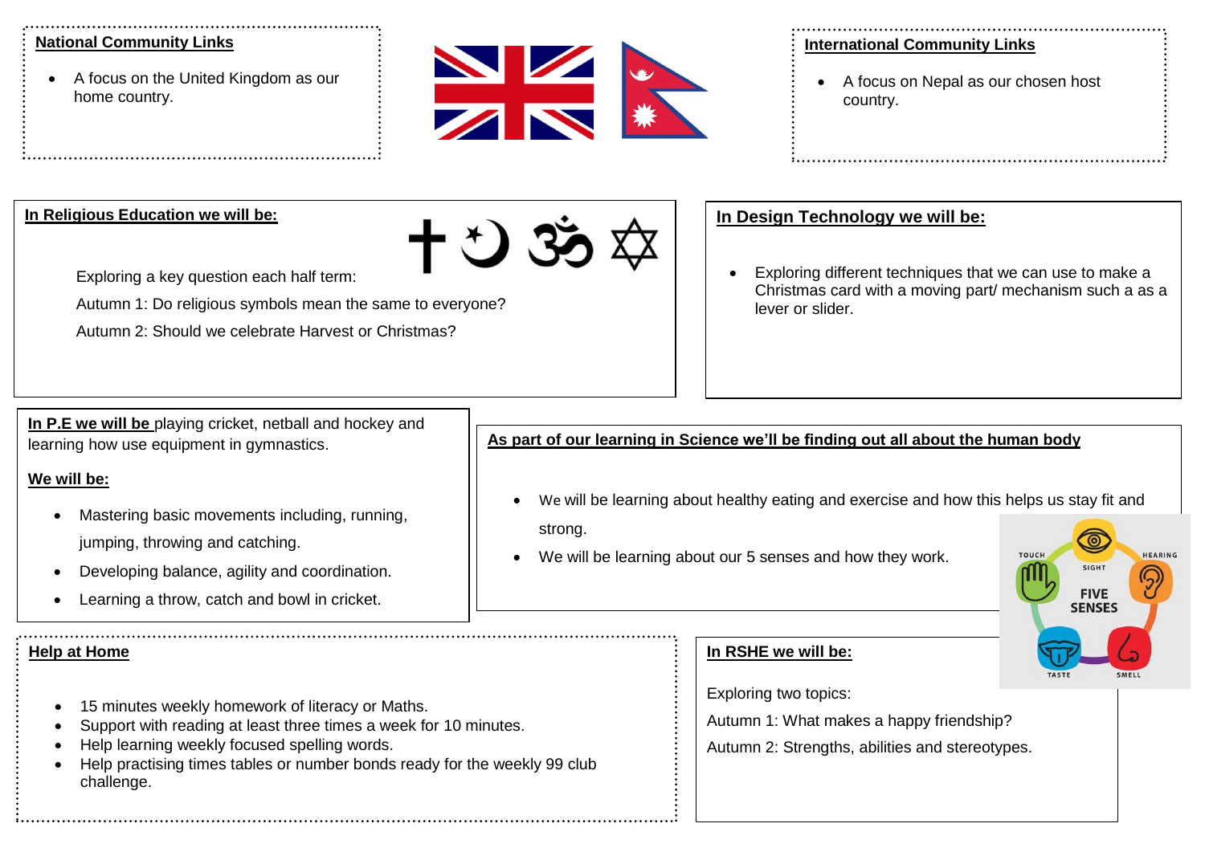**National Community Links**

- A focus on the United Kingdom as our home country.

**International Community Links**

- A focus on Nepal as our chosen host country.

**In Religious Education we will be:**

Exploring a key question each half term:

Autumn 1: Do religious symbols mean the same to everyone?

Autumn 2: Should we celebrate Harvest or Christmas?

**In Design Technology we will be:**

- Exploring different techniques that we can use to make a Christmas card with a moving part/ mechanism such a as a lever or slider.

**In P.E we will be** playing cricket, netball and hockey and learning how use equipment in gymnastics.

**We will be:**

- Mastering basic movements including, running, jumping, throwing and catching.
- Developing balance, agility and coordination.
- Learning a throw, catch and bowl in cricket.

**As part of our learning in Science we'll be finding out all about the human body**

- We will be learning about healthy eating and exercise and how this helps us stay fit and strong.
- We will be learning about our 5 senses and how they work.

TOUCH
SIGHT
HEARING
FIVE SENSES
TASTE
SMELL

**Help at Home**

- 15 minutes weekly homework of literacy or Maths.
- Support with reading at least three times a week for 10 minutes.
- Help learning weekly focused spelling words.
- Help practising times tables or number bonds ready for the weekly 99 club challenge.

**In RSHE we will be:**

Exploring two topics:

Autumn 1: What makes a happy friendship?

Autumn 2: Strengths, abilities and stereotypes.